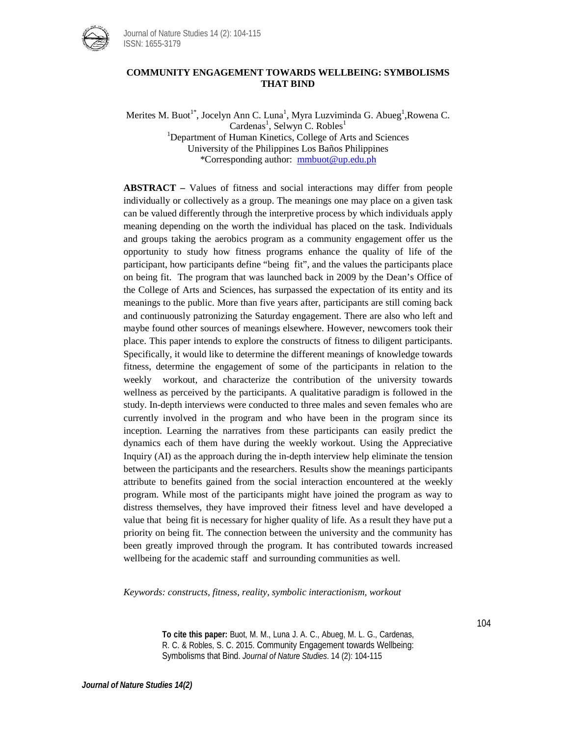# COMMUNITY ENGAGEMENT TOWARDS WELLBEING: SYMBOLISMS THAT BIND

Merites M. Buot[1*], Jocelyn Ann C. Luna[1], Myra Luzviminda G. Abueg[1], Rowena C. Cardenas[1], Selwyn C. Robles[1]

[1]Department of Human Kinetics, College of Arts and Sciences
University of the Philippines Los Baños Philippines
*Corresponding author: mmbuot@up.edu.ph

**ABSTRACT –** Values of fitness and social interactions may differ from people individually or collectively as a group. The meanings one may place on a given task can be valued differently through the interpretive process by which individuals apply meaning depending on the worth the individual has placed on the task. Individuals and groups taking the aerobics program as a community engagement offer us the opportunity to study how fitness programs enhance the quality of life of the participant, how participants define "being fit", and the values the participants place on being fit. The program that was launched back in 2009 by the Dean's Office of the College of Arts and Sciences, has surpassed the expectation of its entity and its meanings to the public. More than five years after, participants are still coming back and continuously patronizing the Saturday engagement. There are also who left and maybe found other sources of meanings elsewhere. However, newcomers took their place. This paper intends to explore the constructs of fitness to diligent participants. Specifically, it would like to determine the different meanings of knowledge towards fitness, determine the engagement of some of the participants in relation to the weekly workout, and characterize the contribution of the university towards wellness as perceived by the participants. A qualitative paradigm is followed in the study. In-depth interviews were conducted to three males and seven females who are currently involved in the program and who have been in the program since its inception. Learning the narratives from these participants can easily predict the dynamics each of them have during the weekly workout. Using the Appreciative Inquiry (AI) as the approach during the in-depth interview help eliminate the tension between the participants and the researchers. Results show the meanings participants attribute to benefits gained from the social interaction encountered at the weekly program. While most of the participants might have joined the program as way to distress themselves, they have improved their fitness level and have developed a value that being fit is necessary for higher quality of life. As a result they have put a priority on being fit. The connection between the university and the community has been greatly improved through the program. It has contributed towards increased wellbeing for the academic staff and surrounding communities as well.

*Keywords: constructs, fitness, reality, symbolic interactionism, workout*

**To cite this paper:** Buot, M. M., Luna J. A. C., Abueg, M. L. G., Cardenas, R. C. & Robles, S. C. 2015. Community Engagement towards Wellbeing: Symbolisms that Bind. *Journal of Nature Studies*. 14 (2): 104-115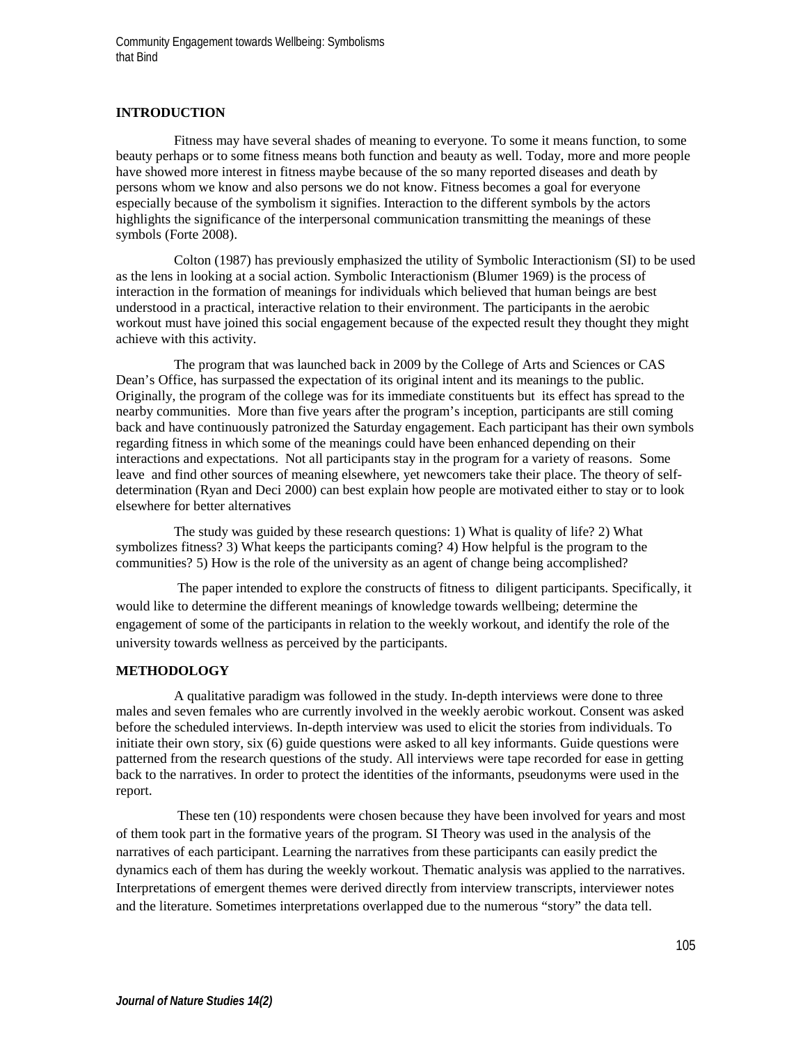## INTRODUCTION

Fitness may have several shades of meaning to everyone. To some it means function, to some beauty perhaps or to some fitness means both function and beauty as well. Today, more and more people have showed more interest in fitness maybe because of the so many reported diseases and death by persons whom we know and also persons we do not know. Fitness becomes a goal for everyone especially because of the symbolism it signifies. Interaction to the different symbols by the actors highlights the significance of the interpersonal communication transmitting the meanings of these symbols (Forte 2008).

Colton (1987) has previously emphasized the utility of Symbolic Interactionism (SI) to be used as the lens in looking at a social action. Symbolic Interactionism (Blumer 1969) is the process of interaction in the formation of meanings for individuals which believed that human beings are best understood in a practical, interactive relation to their environment. The participants in the aerobic workout must have joined this social engagement because of the expected result they thought they might achieve with this activity.

The program that was launched back in 2009 by the College of Arts and Sciences or CAS Dean's Office, has surpassed the expectation of its original intent and its meanings to the public. Originally, the program of the college was for its immediate constituents but its effect has spread to the nearby communities. More than five years after the program's inception, participants are still coming back and have continuously patronized the Saturday engagement. Each participant has their own symbols regarding fitness in which some of the meanings could have been enhanced depending on their interactions and expectations. Not all participants stay in the program for a variety of reasons. Some leave and find other sources of meaning elsewhere, yet newcomers take their place. The theory of self-determination (Ryan and Deci 2000) can best explain how people are motivated either to stay or to look elsewhere for better alternatives

The study was guided by these research questions: 1) What is quality of life? 2) What symbolizes fitness? 3) What keeps the participants coming? 4) How helpful is the program to the communities? 5) How is the role of the university as an agent of change being accomplished?

The paper intended to explore the constructs of fitness to diligent participants. Specifically, it would like to determine the different meanings of knowledge towards wellbeing; determine the engagement of some of the participants in relation to the weekly workout, and identify the role of the university towards wellness as perceived by the participants.

## METHODOLOGY

A qualitative paradigm was followed in the study. In-depth interviews were done to three males and seven females who are currently involved in the weekly aerobic workout. Consent was asked before the scheduled interviews. In-depth interview was used to elicit the stories from individuals. To initiate their own story, six (6) guide questions were asked to all key informants. Guide questions were patterned from the research questions of the study. All interviews were tape recorded for ease in getting back to the narratives. In order to protect the identities of the informants, pseudonyms were used in the report.

These ten (10) respondents were chosen because they have been involved for years and most of them took part in the formative years of the program. SI Theory was used in the analysis of the narratives of each participant. Learning the narratives from these participants can easily predict the dynamics each of them has during the weekly workout. Thematic analysis was applied to the narratives. Interpretations of emergent themes were derived directly from interview transcripts, interviewer notes and the literature. Sometimes interpretations overlapped due to the numerous "story" the data tell.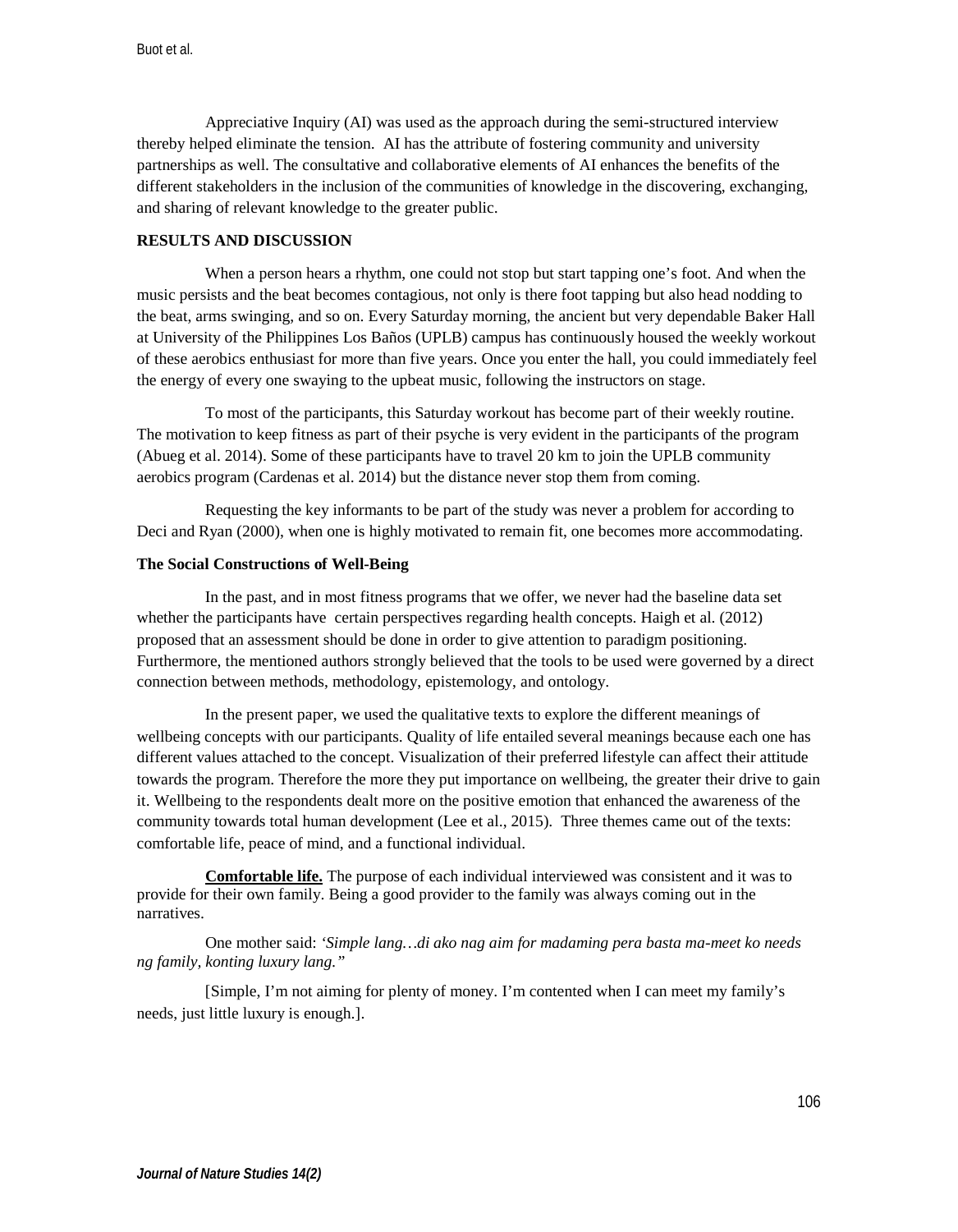Appreciative Inquiry (AI) was used as the approach during the semi-structured interview thereby helped eliminate the tension. AI has the attribute of fostering community and university partnerships as well. The consultative and collaborative elements of AI enhances the benefits of the different stakeholders in the inclusion of the communities of knowledge in the discovering, exchanging, and sharing of relevant knowledge to the greater public.

## RESULTS AND DISCUSSION

When a person hears a rhythm, one could not stop but start tapping one's foot. And when the music persists and the beat becomes contagious, not only is there foot tapping but also head nodding to the beat, arms swinging, and so on. Every Saturday morning, the ancient but very dependable Baker Hall at University of the Philippines Los Baños (UPLB) campus has continuously housed the weekly workout of these aerobics enthusiast for more than five years. Once you enter the hall, you could immediately feel the energy of every one swaying to the upbeat music, following the instructors on stage.

To most of the participants, this Saturday workout has become part of their weekly routine. The motivation to keep fitness as part of their psyche is very evident in the participants of the program (Abueg et al. 2014). Some of these participants have to travel 20 km to join the UPLB community aerobics program (Cardenas et al. 2014) but the distance never stop them from coming.

Requesting the key informants to be part of the study was never a problem for according to Deci and Ryan (2000), when one is highly motivated to remain fit, one becomes more accommodating.

### The Social Constructions of Well-Being

In the past, and in most fitness programs that we offer, we never had the baseline data set whether the participants have certain perspectives regarding health concepts. Haigh et al. (2012) proposed that an assessment should be done in order to give attention to paradigm positioning. Furthermore, the mentioned authors strongly believed that the tools to be used were governed by a direct connection between methods, methodology, epistemology, and ontology.

In the present paper, we used the qualitative texts to explore the different meanings of wellbeing concepts with our participants. Quality of life entailed several meanings because each one has different values attached to the concept. Visualization of their preferred lifestyle can affect their attitude towards the program. Therefore the more they put importance on wellbeing, the greater their drive to gain it. Wellbeing to the respondents dealt more on the positive emotion that enhanced the awareness of the community towards total human development (Lee et al., 2015). Three themes came out of the texts: comfortable life, peace of mind, and a functional individual.

**Comfortable life.** The purpose of each individual interviewed was consistent and it was to provide for their own family. Being a good provider to the family was always coming out in the narratives.

One mother said: *'Simple lang…di ako nag aim for madaming pera basta ma-meet ko needs ng family, konting luxury lang."*

[Simple, I'm not aiming for plenty of money. I'm contented when I can meet my family's needs, just little luxury is enough.].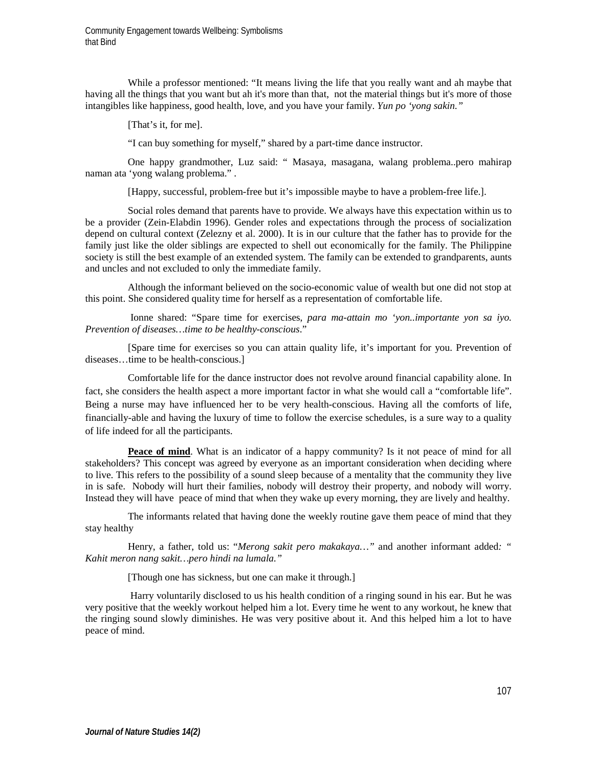While a professor mentioned: "It means living the life that you really want and ah maybe that having all the things that you want but ah it's more than that,  not the material things but it's more of those intangibles like happiness, good health, love, and you have your family. *Yun po 'yong sakin."*

[That's it, for me].

"I can buy something for myself," shared by a part-time dance instructor.

One happy grandmother, Luz said: " Masaya, masagana, walang problema..pero mahirap naman ata 'yong walang problema." .

[Happy, successful, problem-free but it's impossible maybe to have a problem-free life.].

Social roles demand that parents have to provide. We always have this expectation within us to be a provider (Zein-Elabdin 1996). Gender roles and expectations through the process of socialization depend on cultural context (Zelezny et al. 2000). It is in our culture that the father has to provide for the family just like the older siblings are expected to shell out economically for the family. The Philippine society is still the best example of an extended system. The family can be extended to grandparents, aunts and uncles and not excluded to only the immediate family.

Although the informant believed on the socio-economic value of wealth but one did not stop at this point. She considered quality time for herself as a representation of comfortable life.

Ionne shared: "Spare time for exercises, *para ma-attain mo 'yon..importante yon sa iyo. Prevention of diseases…time to be healthy-conscious*."

[Spare time for exercises so you can attain quality life, it's important for you. Prevention of diseases…time to be health-conscious.]

Comfortable life for the dance instructor does not revolve around financial capability alone. In fact, she considers the health aspect a more important factor in what she would call a "comfortable life". Being a nurse may have influenced her to be very health-conscious. Having all the comforts of life, financially-able and having the luxury of time to follow the exercise schedules, is a sure way to a quality of life indeed for all the participants.

**Peace of mind**. What is an indicator of a happy community? Is it not peace of mind for all stakeholders? This concept was agreed by everyone as an important consideration when deciding where to live. This refers to the possibility of a sound sleep because of a mentality that the community they live in is safe.  Nobody will hurt their families, nobody will destroy their property, and nobody will worry. Instead they will have  peace of mind that when they wake up every morning, they are lively and healthy.

The informants related that having done the weekly routine gave them peace of mind that they stay healthy

Henry, a father, told us: "*Merong sakit pero makakaya…"* and another informant added*: " Kahit meron nang sakit….pero hindi na lumala."*

[Though one has sickness, but one can make it through.]

Harry voluntarily disclosed to us his health condition of a ringing sound in his ear. But he was very positive that the weekly workout helped him a lot. Every time he went to any workout, he knew that the ringing sound slowly diminishes. He was very positive about it. And this helped him a lot to have peace of mind.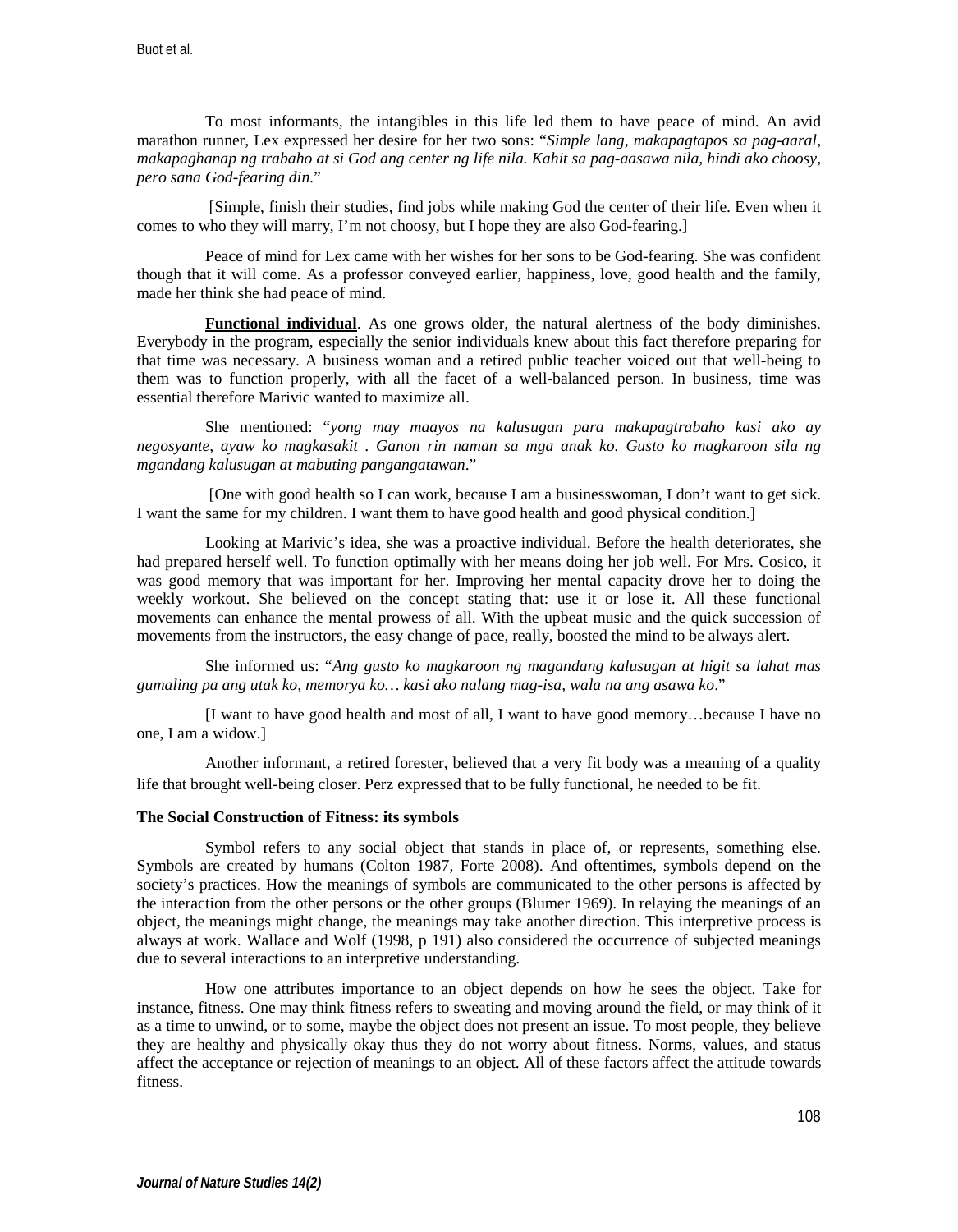To most informants, the intangibles in this life led them to have peace of mind. An avid marathon runner, Lex expressed her desire for her two sons: "*Simple lang, makapagtapos sa pag-aaral, makapaghanap ng trabaho at si God ang center ng life nila. Kahit sa pag-aasawa nila, hindi ako choosy, pero sana God-fearing din*."

[Simple, finish their studies, find jobs while making God the center of their life. Even when it comes to who they will marry, I'm not choosy, but I hope they are also God-fearing.]

Peace of mind for Lex came with her wishes for her sons to be God-fearing. She was confident though that it will come. As a professor conveyed earlier, happiness, love, good health and the family, made her think she had peace of mind.

**Functional individual**. As one grows older, the natural alertness of the body diminishes. Everybody in the program, especially the senior individuals knew about this fact therefore preparing for that time was necessary. A business woman and a retired public teacher voiced out that well-being to them was to function properly, with all the facet of a well-balanced person. In business, time was essential therefore Marivic wanted to maximize all.

She mentioned: "*yong may maayos na kalusugan para makapagtrabaho kasi ako ay negosyante, ayaw ko magkasakit . Ganon rin naman sa mga anak ko. Gusto ko magkaroon sila ng mgandang kalusugan at mabuting pangangatawan*."

[One with good health so I can work, because I am a businesswoman, I don't want to get sick. I want the same for my children. I want them to have good health and good physical condition.]

Looking at Marivic's idea, she was a proactive individual. Before the health deteriorates, she had prepared herself well. To function optimally with her means doing her job well. For Mrs. Cosico, it was good memory that was important for her. Improving her mental capacity drove her to doing the weekly workout. She believed on the concept stating that: use it or lose it. All these functional movements can enhance the mental prowess of all. With the upbeat music and the quick succession of movements from the instructors, the easy change of pace, really, boosted the mind to be always alert.

She informed us: "*Ang gusto ko magkaroon ng magandang kalusugan at higit sa lahat mas gumaling pa ang utak ko, memorya ko… kasi ako nalang mag-isa, wala na ang asawa ko*."

[I want to have good health and most of all, I want to have good memory…because I have no one, I am a widow.]

Another informant, a retired forester, believed that a very fit body was a meaning of a quality life that brought well-being closer. Perz expressed that to be fully functional, he needed to be fit.

**The Social Construction of Fitness: its symbols**

Symbol refers to any social object that stands in place of, or represents, something else. Symbols are created by humans (Colton 1987, Forte 2008). And oftentimes, symbols depend on the society's practices. How the meanings of symbols are communicated to the other persons is affected by the interaction from the other persons or the other groups (Blumer 1969). In relaying the meanings of an object, the meanings might change, the meanings may take another direction. This interpretive process is always at work. Wallace and Wolf (1998, p 191) also considered the occurrence of subjected meanings due to several interactions to an interpretive understanding.

How one attributes importance to an object depends on how he sees the object. Take for instance, fitness. One may think fitness refers to sweating and moving around the field, or may think of it as a time to unwind, or to some, maybe the object does not present an issue. To most people, they believe they are healthy and physically okay thus they do not worry about fitness. Norms, values, and status affect the acceptance or rejection of meanings to an object. All of these factors affect the attitude towards fitness.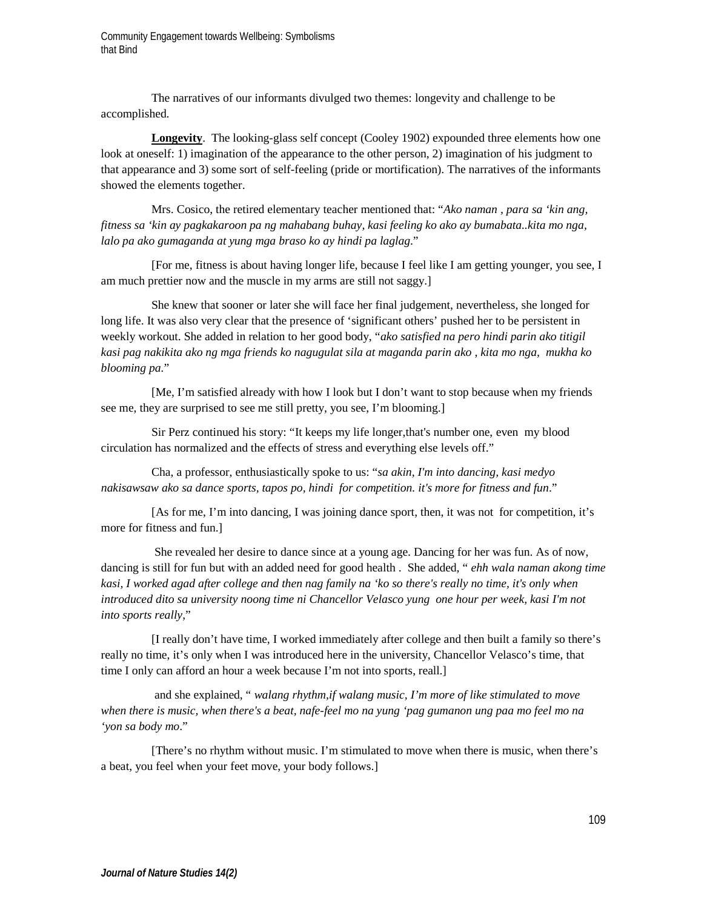The narratives of our informants divulged two themes: longevity and challenge to be accomplished.

**Longevity**. The looking-glass self concept (Cooley 1902) expounded three elements how one look at oneself: 1) imagination of the appearance to the other person, 2) imagination of his judgment to that appearance and 3) some sort of self-feeling (pride or mortification). The narratives of the informants showed the elements together.

Mrs. Cosico, the retired elementary teacher mentioned that: "*Ako naman , para sa 'kin ang, fitness sa 'kin ay pagkakaroon pa ng mahabang buhay, kasi feeling ko ako ay bumabata..kita mo nga, lalo pa ako gumaganda at yung mga braso ko ay hindi pa laglag*."

[For me, fitness is about having longer life, because I feel like I am getting younger, you see, I am much prettier now and the muscle in my arms are still not saggy.]

She knew that sooner or later she will face her final judgement, nevertheless, she longed for long life. It was also very clear that the presence of 'significant others' pushed her to be persistent in weekly workout. She added in relation to her good body, "*ako satisfied na pero hindi parin ako titigil kasi pag nakikita ako ng mga friends ko nagugulat sila at maganda parin ako , kita mo nga, mukha ko blooming pa.*"

[Me, I'm satisfied already with how I look but I don't want to stop because when my friends see me, they are surprised to see me still pretty, you see, I'm blooming.]

Sir Perz continued his story: "It keeps my life longer,that's number one, even my blood circulation has normalized and the effects of stress and everything else levels off."

Cha, a professor, enthusiastically spoke to us: "*sa akin, I'm into dancing, kasi medyo nakisawsaw ako sa dance sports, tapos po, hindi for competition. it's more for fitness and fun*."

[As for me, I'm into dancing, I was joining dance sport, then, it was not for competition, it's more for fitness and fun.]

She revealed her desire to dance since at a young age. Dancing for her was fun. As of now, dancing is still for fun but with an added need for good health . She added, " *ehh wala naman akong time kasi, I worked agad after college and then nag family na 'ko so there's really no time, it's only when introduced dito sa university noong time ni Chancellor Velasco yung one hour per week, kasi I'm not into sports really*,"

[I really don't have time, I worked immediately after college and then built a family so there's really no time, it's only when I was introduced here in the university, Chancellor Velasco's time, that time I only can afford an hour a week because I'm not into sports, reall.]

and she explained, " *walang rhythm,if walang music, I'm more of like stimulated to move when there is music, when there's a beat, nafe-feel mo na yung 'pag gumanon ung paa mo feel mo na 'yon sa body mo*."

[There's no rhythm without music. I'm stimulated to move when there is music, when there's a beat, you feel when your feet move, your body follows.]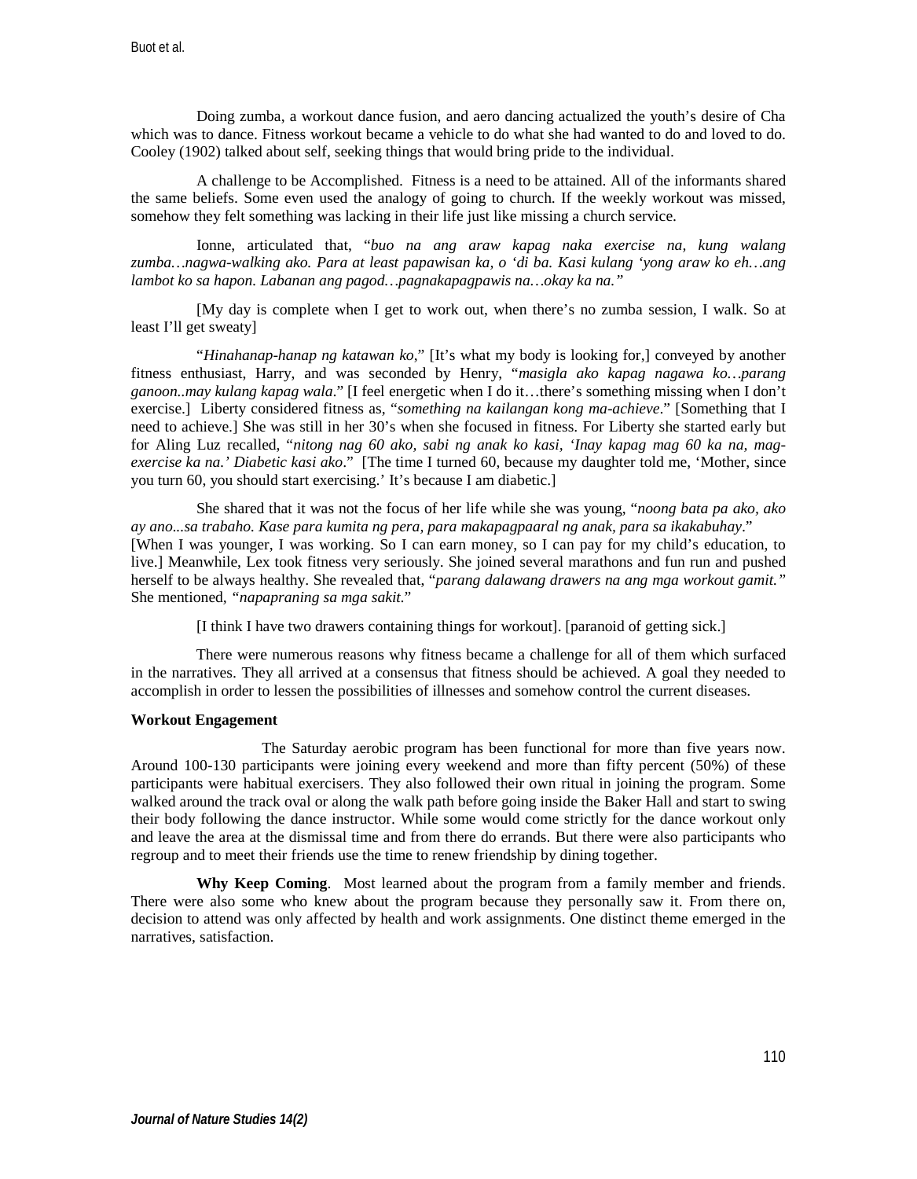Doing zumba, a workout dance fusion, and aero dancing actualized the youth's desire of Cha which was to dance. Fitness workout became a vehicle to do what she had wanted to do and loved to do. Cooley (1902) talked about self, seeking things that would bring pride to the individual.

A challenge to be Accomplished. Fitness is a need to be attained. All of the informants shared the same beliefs. Some even used the analogy of going to church. If the weekly workout was missed, somehow they felt something was lacking in their life just like missing a church service.

Ionne, articulated that, "*buo na ang araw kapag naka exercise na, kung walang zumba…nagwa-walking ako. Para at least papawisan ka, o 'di ba. Kasi kulang 'yong araw ko eh…ang lambot ko sa hapon. Labanan ang pagod…pagnakapagpawis na…okay ka na.*"

[My day is complete when I get to work out, when there's no zumba session, I walk. So at least I'll get sweaty]

"*Hinahanap-hanap ng katawan ko*," [It's what my body is looking for,] conveyed by another fitness enthusiast, Harry, and was seconded by Henry, "*masigla ako kapag nagawa ko…parang ganoon..may kulang kapag wala*." [I feel energetic when I do it…there's something missing when I don't exercise.] Liberty considered fitness as, "*something na kailangan kong ma-achieve*." [Something that I need to achieve.] She was still in her 30's when she focused in fitness. For Liberty she started early but for Aling Luz recalled, "*nitong nag 60 ako, sabi ng anak ko kasi, 'Inay kapag mag 60 ka na, mag-exercise ka na.' Diabetic kasi ako*." [The time I turned 60, because my daughter told me, 'Mother, since you turn 60, you should start exercising.' It's because I am diabetic.]

She shared that it was not the focus of her life while she was young, "*noong bata pa ako, ako ay ano...sa trabaho. Kase para kumita ng pera, para makapagpaaral ng anak, para sa ikakabuhay*." [When I was younger, I was working. So I can earn money, so I can pay for my child's education, to live.] Meanwhile, Lex took fitness very seriously. She joined several marathons and fun run and pushed herself to be always healthy. She revealed that, "*parang dalawang drawers na ang mga workout gamit.*" She mentioned, "*napapraning sa mga sakit*."

[I think I have two drawers containing things for workout]. [paranoid of getting sick.]

There were numerous reasons why fitness became a challenge for all of them which surfaced in the narratives. They all arrived at a consensus that fitness should be achieved. A goal they needed to accomplish in order to lessen the possibilities of illnesses and somehow control the current diseases.

**Workout Engagement**

The Saturday aerobic program has been functional for more than five years now. Around 100-130 participants were joining every weekend and more than fifty percent (50%) of these participants were habitual exercisers. They also followed their own ritual in joining the program. Some walked around the track oval or along the walk path before going inside the Baker Hall and start to swing their body following the dance instructor. While some would come strictly for the dance workout only and leave the area at the dismissal time and from there do errands. But there were also participants who regroup and to meet their friends use the time to renew friendship by dining together.

**Why Keep Coming**. Most learned about the program from a family member and friends. There were also some who knew about the program because they personally saw it. From there on, decision to attend was only affected by health and work assignments. One distinct theme emerged in the narratives, satisfaction.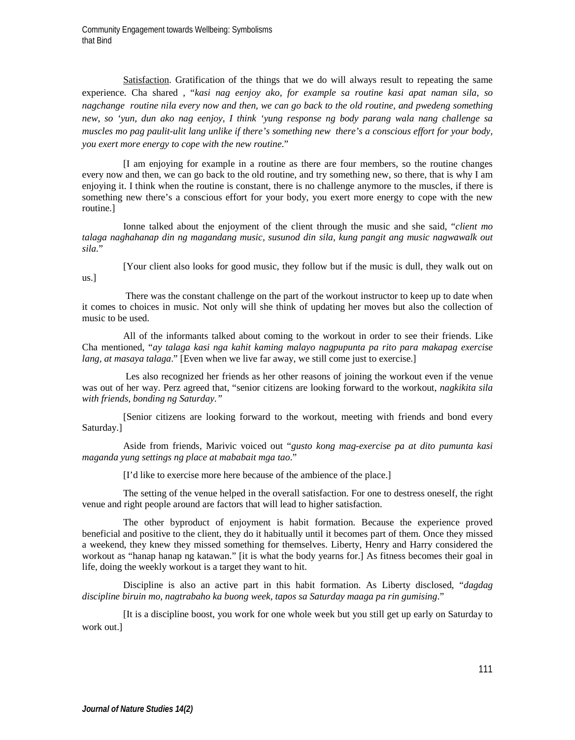Satisfaction. Gratification of the things that we do will always result to repeating the same experience. Cha shared , "*kasi nag eenjoy ako, for example sa routine kasi apat naman sila, so nagchange routine nila every now and then, we can go back to the old routine, and pwedeng something new, so 'yun, dun ako nag eenjoy, I think 'yung response ng body parang wala nang challenge sa muscles mo pag paulit-ulit lang unlike if there's something new there's a conscious effort for your body, you exert more energy to cope with the new routine*."

[I am enjoying for example in a routine as there are four members, so the routine changes every now and then, we can go back to the old routine, and try something new, so there, that is why I am enjoying it. I think when the routine is constant, there is no challenge anymore to the muscles, if there is something new there's a conscious effort for your body, you exert more energy to cope with the new routine.]

Ionne talked about the enjoyment of the client through the music and she said, "*client mo talaga naghahanap din ng magandang music, susunod din sila, kung pangit ang music nagwawalk out sila.*"

[Your client also looks for good music, they follow but if the music is dull, they walk out on us.]

There was the constant challenge on the part of the workout instructor to keep up to date when it comes to choices in music. Not only will she think of updating her moves but also the collection of music to be used.

All of the informants talked about coming to the workout in order to see their friends. Like Cha mentioned, "*ay talaga kasi nga kahit kaming malayo nagpupunta pa rito para makapag exercise lang, at masaya talaga*." [Even when we live far away, we still come just to exercise.]

Les also recognized her friends as her other reasons of joining the workout even if the venue was out of her way. Perz agreed that, "senior citizens are looking forward to the workout, *nagkikita sila with friends, bonding ng Saturday."*

[Senior citizens are looking forward to the workout, meeting with friends and bond every Saturday.]

Aside from friends, Marivic voiced out "*gusto kong mag-exercise pa at dito pumunta kasi maganda yung settings ng place at mababait mga tao*."

[I'd like to exercise more here because of the ambience of the place.]

The setting of the venue helped in the overall satisfaction. For one to destress oneself, the right venue and right people around are factors that will lead to higher satisfaction.

The other byproduct of enjoyment is habit formation. Because the experience proved beneficial and positive to the client, they do it habitually until it becomes part of them. Once they missed a weekend, they knew they missed something for themselves. Liberty, Henry and Harry considered the workout as "hanap hanap ng katawan." [it is what the body yearns for.] As fitness becomes their goal in life, doing the weekly workout is a target they want to hit.

Discipline is also an active part in this habit formation. As Liberty disclosed, "*dagdag discipline biruin mo, nagtrabaho ka buong week, tapos sa Saturday maaga pa rin gumising*."

[It is a discipline boost, you work for one whole week but you still get up early on Saturday to work out.]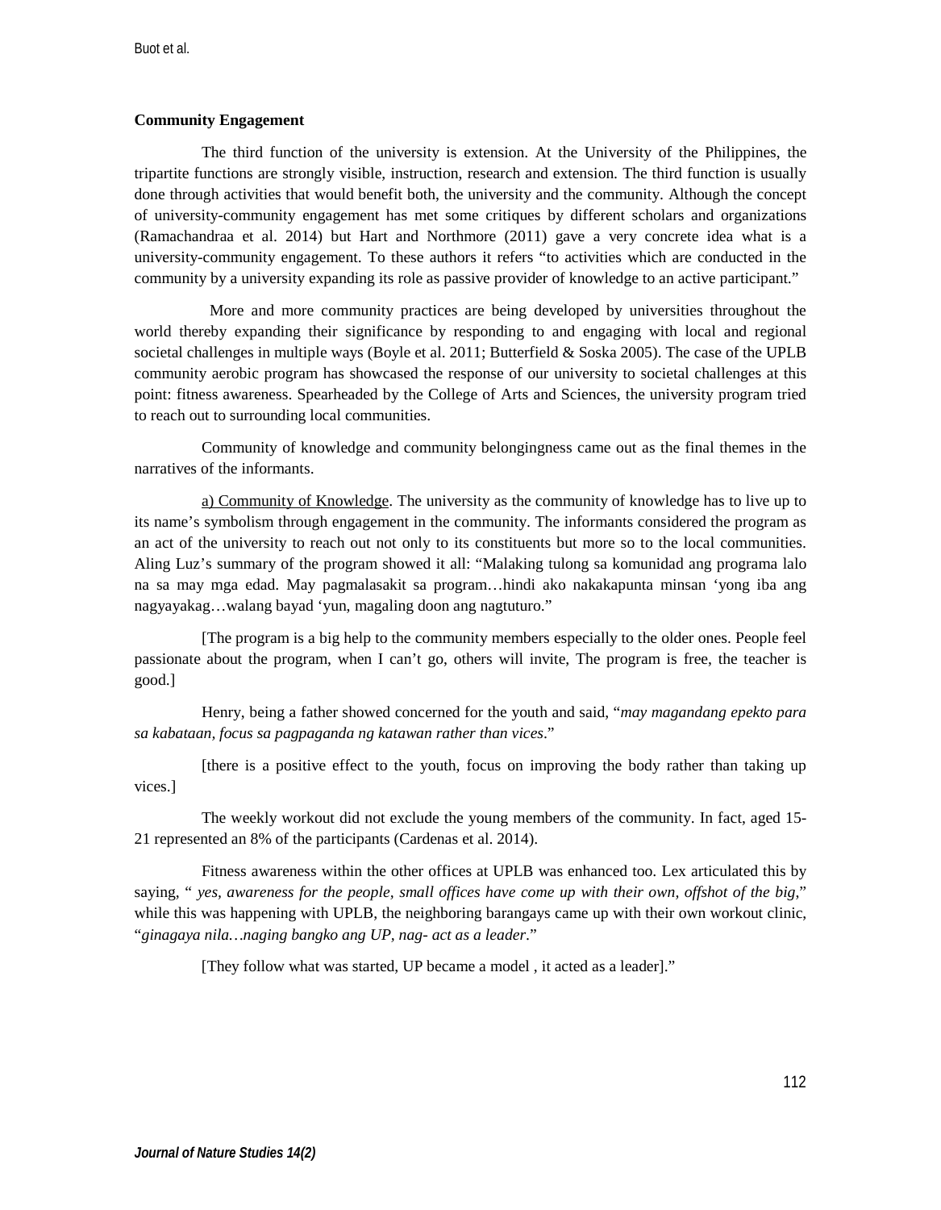**Community Engagement**

The third function of the university is extension. At the University of the Philippines, the tripartite functions are strongly visible, instruction, research and extension. The third function is usually done through activities that would benefit both, the university and the community. Although the concept of university-community engagement has met some critiques by different scholars and organizations (Ramachandraa et al. 2014) but Hart and Northmore (2011) gave a very concrete idea what is a university-community engagement. To these authors it refers "to activities which are conducted in the community by a university expanding its role as passive provider of knowledge to an active participant."

More and more community practices are being developed by universities throughout the world thereby expanding their significance by responding to and engaging with local and regional societal challenges in multiple ways (Boyle et al. 2011; Butterfield & Soska 2005). The case of the UPLB community aerobic program has showcased the response of our university to societal challenges at this point: fitness awareness. Spearheaded by the College of Arts and Sciences, the university program tried to reach out to surrounding local communities.

Community of knowledge and community belongingness came out as the final themes in the narratives of the informants.

<u>a) Community of Knowledge</u>. The university as the community of knowledge has to live up to its name's symbolism through engagement in the community. The informants considered the program as an act of the university to reach out not only to its constituents but more so to the local communities. Aling Luz's summary of the program showed it all: "Malaking tulong sa komunidad ang programa lalo na sa may mga edad. May pagmalasakit sa program…hindi ako nakakapunta minsan 'yong iba ang nagyayakag…walang bayad 'yun, magaling doon ang nagtuturo."

[The program is a big help to the community members especially to the older ones. People feel passionate about the program, when I can't go, others will invite, The program is free, the teacher is good.]

Henry, being a father showed concerned for the youth and said, "*may magandang epekto para sa kabataan, focus sa pagpaganda ng katawan rather than vices*."

[there is a positive effect to the youth, focus on improving the body rather than taking up vices.]

The weekly workout did not exclude the young members of the community. In fact, aged 15-21 represented an 8% of the participants (Cardenas et al. 2014).

Fitness awareness within the other offices at UPLB was enhanced too. Lex articulated this by saying, " *yes, awareness for the people, small offices have come up with their own, offshot of the big*," while this was happening with UPLB, the neighboring barangays came up with their own workout clinic, "*ginagaya nila…naging bangko ang UP, nag- act as a leader*."

[They follow what was started, UP became a model , it acted as a leader]."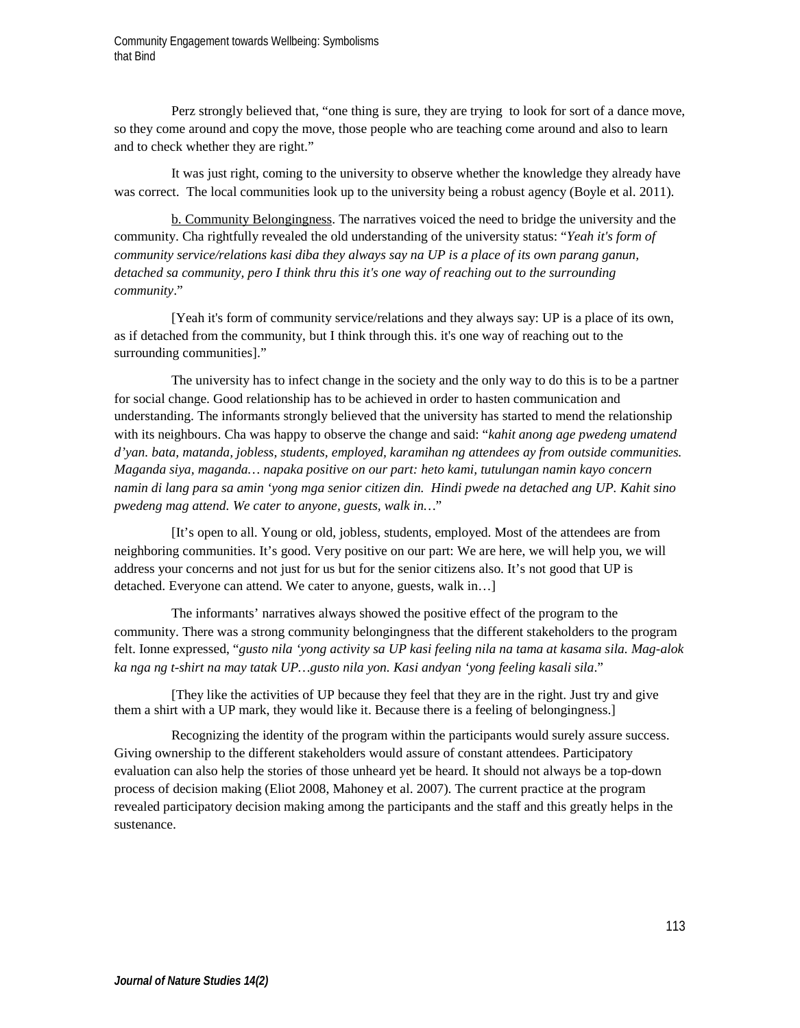Perz strongly believed that, "one thing is sure, they are trying to look for sort of a dance move, so they come around and copy the move, those people who are teaching come around and also to learn and to check whether they are right."

It was just right, coming to the university to observe whether the knowledge they already have was correct. The local communities look up to the university being a robust agency (Boyle et al. 2011).

b. Community Belongingness. The narratives voiced the need to bridge the university and the community. Cha rightfully revealed the old understanding of the university status: "*Yeah it's form of community service/relations kasi diba they always say na UP is a place of its own parang ganun, detached sa community, pero I think thru this it's one way of reaching out to the surrounding community*."

[Yeah it's form of community service/relations and they always say: UP is a place of its own, as if detached from the community, but I think through this. it's one way of reaching out to the surrounding communities]."

The university has to infect change in the society and the only way to do this is to be a partner for social change. Good relationship has to be achieved in order to hasten communication and understanding. The informants strongly believed that the university has started to mend the relationship with its neighbours. Cha was happy to observe the change and said: "*kahit anong age pwedeng umatend d'yan. bata, matanda, jobless, students, employed, karamihan ng attendees ay from outside communities. Maganda siya, maganda… napaka positive on our part: heto kami, tutulungan namin kayo concern namin di lang para sa amin 'yong mga senior citizen din. Hindi pwede na detached ang UP. Kahit sino pwedeng mag attend. We cater to anyone, guests, walk in…*"

[It's open to all. Young or old, jobless, students, employed. Most of the attendees are from neighboring communities. It's good. Very positive on our part: We are here, we will help you, we will address your concerns and not just for us but for the senior citizens also. It's not good that UP is detached. Everyone can attend. We cater to anyone, guests, walk in…]

The informants' narratives always showed the positive effect of the program to the community. There was a strong community belongingness that the different stakeholders to the program felt. Ionne expressed, "*gusto nila 'yong activity sa UP kasi feeling nila na tama at kasama sila. Mag-alok ka nga ng t-shirt na may tatak UP…gusto nila yon. Kasi andyan 'yong feeling kasali sila*."

[They like the activities of UP because they feel that they are in the right. Just try and give them a shirt with a UP mark, they would like it. Because there is a feeling of belongingness.]

Recognizing the identity of the program within the participants would surely assure success. Giving ownership to the different stakeholders would assure of constant attendees. Participatory evaluation can also help the stories of those unheard yet be heard. It should not always be a top-down process of decision making (Eliot 2008, Mahoney et al. 2007). The current practice at the program revealed participatory decision making among the participants and the staff and this greatly helps in the sustenance.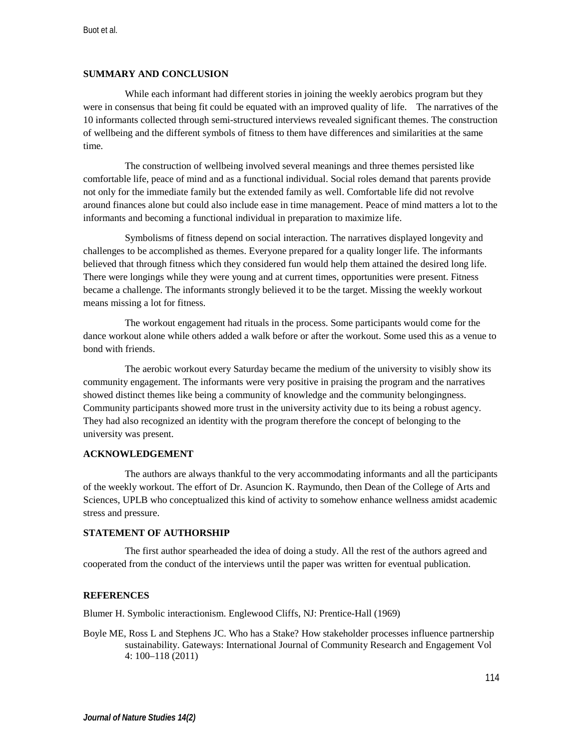## SUMMARY AND CONCLUSION

While each informant had different stories in joining the weekly aerobics program but they were in consensus that being fit could be equated with an improved quality of life. The narratives of the 10 informants collected through semi-structured interviews revealed significant themes. The construction of wellbeing and the different symbols of fitness to them have differences and similarities at the same time.

The construction of wellbeing involved several meanings and three themes persisted like comfortable life, peace of mind and as a functional individual. Social roles demand that parents provide not only for the immediate family but the extended family as well. Comfortable life did not revolve around finances alone but could also include ease in time management. Peace of mind matters a lot to the informants and becoming a functional individual in preparation to maximize life.

Symbolisms of fitness depend on social interaction. The narratives displayed longevity and challenges to be accomplished as themes. Everyone prepared for a quality longer life. The informants believed that through fitness which they considered fun would help them attained the desired long life. There were longings while they were young and at current times, opportunities were present. Fitness became a challenge. The informants strongly believed it to be the target. Missing the weekly workout means missing a lot for fitness.

The workout engagement had rituals in the process. Some participants would come for the dance workout alone while others added a walk before or after the workout. Some used this as a venue to bond with friends.

The aerobic workout every Saturday became the medium of the university to visibly show its community engagement. The informants were very positive in praising the program and the narratives showed distinct themes like being a community of knowledge and the community belongingness. Community participants showed more trust in the university activity due to its being a robust agency. They had also recognized an identity with the program therefore the concept of belonging to the university was present.

## ACKNOWLEDGEMENT

The authors are always thankful to the very accommodating informants and all the participants of the weekly workout. The effort of Dr. Asuncion K. Raymundo, then Dean of the College of Arts and Sciences, UPLB who conceptualized this kind of activity to somehow enhance wellness amidst academic stress and pressure.

## STATEMENT OF AUTHORSHIP

The first author spearheaded the idea of doing a study. All the rest of the authors agreed and cooperated from the conduct of the interviews until the paper was written for eventual publication.

## REFERENCES

Blumer H. Symbolic interactionism. Englewood Cliffs, NJ: Prentice-Hall (1969)

Boyle ME, Ross L and Stephens JC. Who has a Stake? How stakeholder processes influence partnership sustainability. Gateways: International Journal of Community Research and Engagement Vol 4: 100–118 (2011)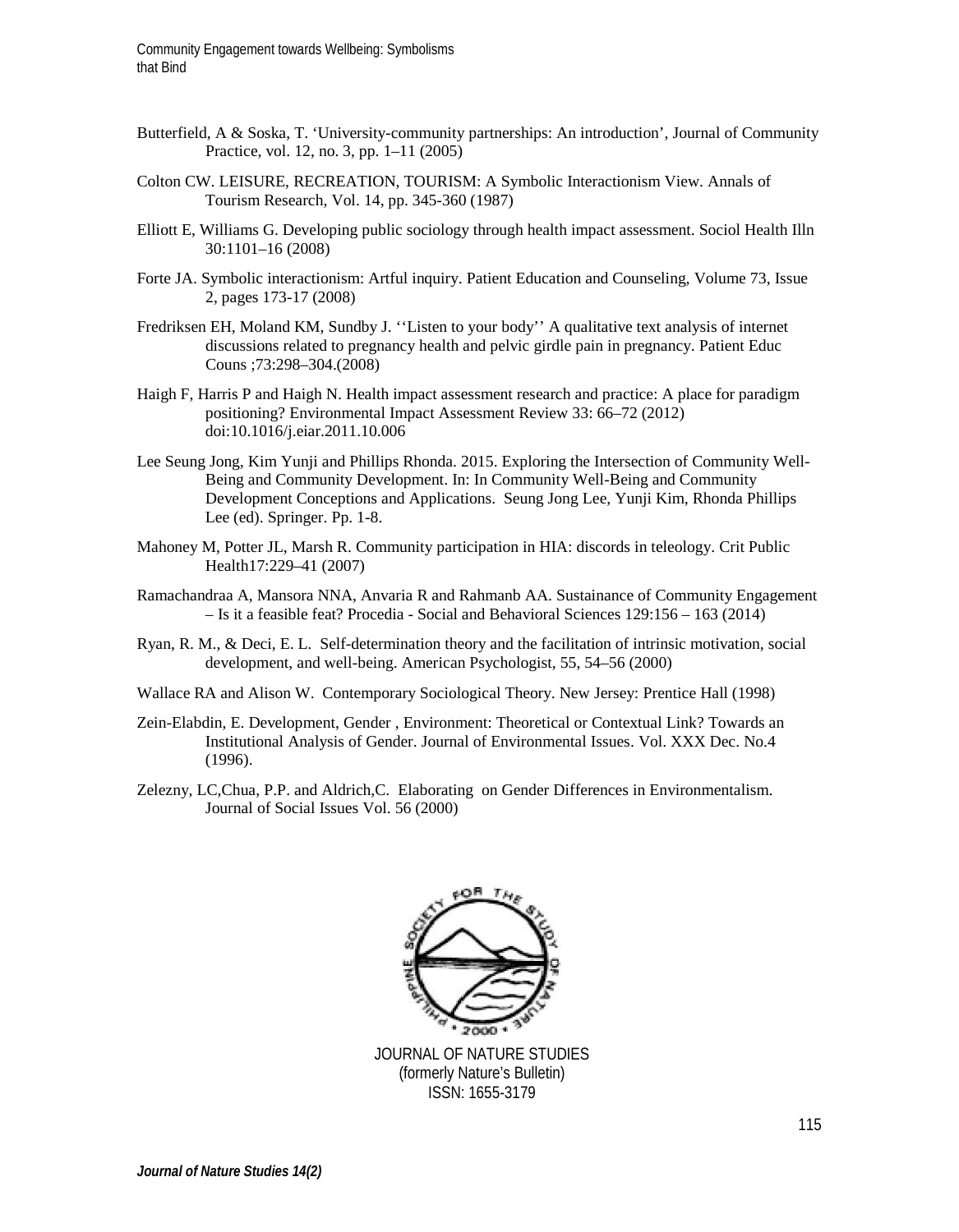Butterfield, A & Soska, T. 'University-community partnerships: An introduction', Journal of Community Practice, vol. 12, no. 3, pp. 1–11 (2005)

Colton CW. LEISURE, RECREATION, TOURISM: A Symbolic Interactionism View. Annals of Tourism Research, Vol. 14, pp. 345-360 (1987)

Elliott E, Williams G. Developing public sociology through health impact assessment. Sociol Health Illn 30:1101–16 (2008)

Forte JA. Symbolic interactionism: Artful inquiry. Patient Education and Counseling, Volume 73, Issue 2, pages 173-17 (2008)

Fredriksen EH, Moland KM, Sundby J. ''Listen to your body'' A qualitative text analysis of internet discussions related to pregnancy health and pelvic girdle pain in pregnancy. Patient Educ Couns ;73:298–304.(2008)

Haigh F, Harris P and Haigh N. Health impact assessment research and practice: A place for paradigm positioning? Environmental Impact Assessment Review 33: 66–72 (2012) doi:10.1016/j.eiar.2011.10.006

Lee Seung Jong, Kim Yunji and Phillips Rhonda. 2015. Exploring the Intersection of Community Well-Being and Community Development. In: In Community Well-Being and Community Development Conceptions and Applications. Seung Jong Lee, Yunji Kim, Rhonda Phillips Lee (ed). Springer. Pp. 1-8.

Mahoney M, Potter JL, Marsh R. Community participation in HIA: discords in teleology. Crit Public Health17:229–41 (2007)

Ramachandraa A, Mansora NNA, Anvaria R and Rahmanb AA. Sustainance of Community Engagement – Is it a feasible feat? Procedia - Social and Behavioral Sciences 129:156 – 163 (2014)

Ryan, R. M., & Deci, E. L. Self-determination theory and the facilitation of intrinsic motivation, social development, and well-being. American Psychologist, 55, 54–56 (2000)

Wallace RA and Alison W. Contemporary Sociological Theory. New Jersey: Prentice Hall (1998)

Zein-Elabdin, E. Development, Gender , Environment: Theoretical or Contextual Link? Towards an Institutional Analysis of Gender. Journal of Environmental Issues. Vol. XXX Dec. No.4 (1996).

Zelezny, LC,Chua, P.P. and Aldrich,C. Elaborating on Gender Differences in Environmentalism. Journal of Social Issues Vol. 56 (2000)

JOURNAL OF NATURE STUDIES
(formerly Nature's Bulletin)
ISSN: 1655-3179